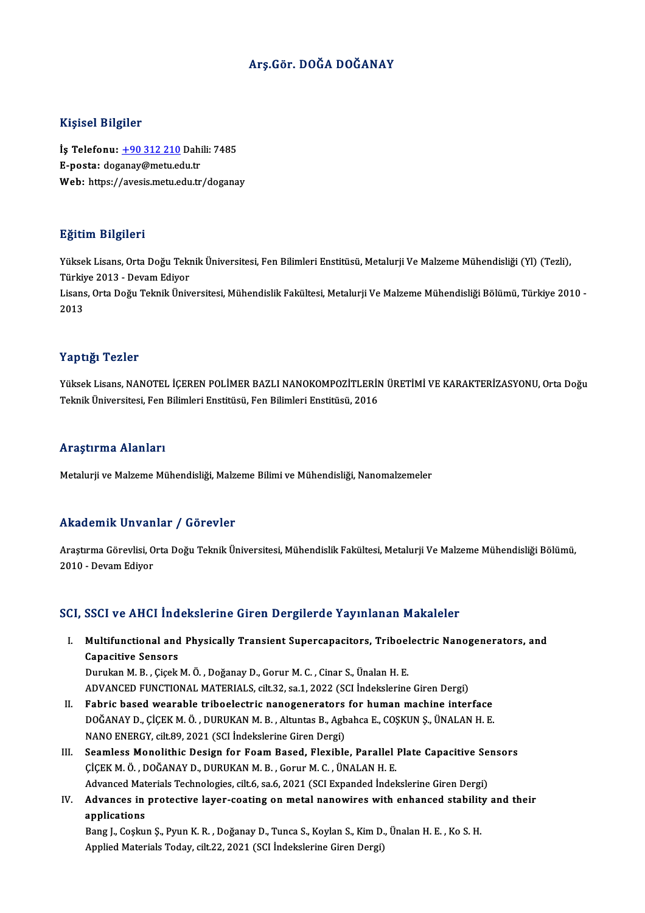# Arş.Gör. DOĞA DOĞANAY

## Kişisel Bilgiler

**İş Telefonu:** +90 312 210 Dahili: 7485
**E-posta:** doganay@metu.edu.tr
**Web:** https://avesis.metu.edu.tr/doganay

## Eğitim Bilgileri

Yüksek Lisans, Orta Doğu Teknik Üniversitesi, Fen Bilimleri Enstitüsü, Metalurji Ve Malzeme Mühendisliği (Yl) (Tezli), Türkiye 2013 - Devam Ediyor
Lisans, Orta Doğu Teknik Üniversitesi, Mühendislik Fakültesi, Metalurji Ve Malzeme Mühendisliği Bölümü, Türkiye 2010 - 2013

## Yaptığı Tezler

Yüksek Lisans, NANOTEL İÇEREN POLİMER BAZLI NANOKOMPOZİTLERİN ÜRETİMİ VE KARAKTERİZASYONU, Orta Doğu Teknik Üniversitesi, Fen Bilimleri Enstitüsü, Fen Bilimleri Enstitüsü, 2016

## Araştırma Alanları

Metalurji ve Malzeme Mühendisliği, Malzeme Bilimi ve Mühendisliği, Nanomalzemeler

## Akademik Unvanlar / Görevler

Araştırma Görevlisi, Orta Doğu Teknik Üniversitesi, Mühendislik Fakültesi, Metalurji Ve Malzeme Mühendisliği Bölümü, 2010 - Devam Ediyor

## SCI, SSCI ve AHCI İndekslerine Giren Dergilerde Yayınlanan Makaleler

I. **Multifunctional and Physically Transient Supercapacitors, Triboelectric Nanogenerators, and Capacitive Sensors**
Durukan M. B. , Çiçek M. Ö. , Doğanay D., Gorur M. C. , Cinar S., Ünalan H. E.
ADVANCED FUNCTIONAL MATERIALS, cilt.32, sa.1, 2022 (SCI İndekslerine Giren Dergi)

II. **Fabric based wearable triboelectric nanogenerators for human machine interface**
DOĞANAY D., ÇİÇEK M. Ö. , DURUKAN M. B. , Altuntas B., Agbahca E., COŞKUN Ş., ÜNALAN H. E.
NANO ENERGY, cilt.89, 2021 (SCI İndekslerine Giren Dergi)

III. **Seamless Monolithic Design for Foam Based, Flexible, Parallel Plate Capacitive Sensors**
ÇİÇEK M. Ö. , DOĞANAY D., DURUKAN M. B. , Gorur M. C. , ÜNALAN H. E.
Advanced Materials Technologies, cilt.6, sa.6, 2021 (SCI Expanded İndekslerine Giren Dergi)

IV. **Advances in protective layer-coating on metal nanowires with enhanced stability and their applications**
Bang J., Coşkun Ş., Pyun K. R. , Doğanay D., Tunca S., Koylan S., Kim D., Ünalan H. E. , Ko S. H.
Applied Materials Today, cilt.22, 2021 (SCI İndekslerine Giren Dergi)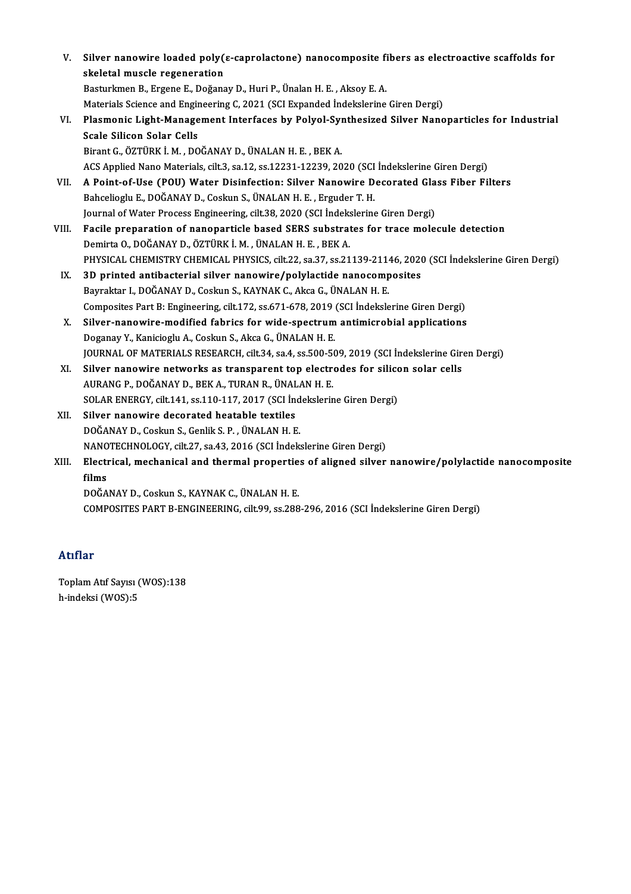V. **Silver nanowire loaded poly(ε-caprolactone) nanocomposite fibers as electroactive scaffolds for skeletal muscle regeneration**
Basturkmen B., Ergene E., Doğanay D., Huri P., Ünalan H. E. , Aksoy E. A.
Materials Science and Engineering C, 2021 (SCI Expanded İndekslerine Giren Dergi)

VI. **Plasmonic Light-Management Interfaces by Polyol-Synthesized Silver Nanoparticles for Industrial Scale Silicon Solar Cells**
Birant G., ÖZTÜRK İ. M. , DOĞANAY D., ÜNALAN H. E. , BEK A.
ACS Applied Nano Materials, cilt.3, sa.12, ss.12231-12239, 2020 (SCI İndekslerine Giren Dergi)

VII. **A Point-of-Use (POU) Water Disinfection: Silver Nanowire Decorated Glass Fiber Filters**
Bahcelioglu E., DOĞANAY D., Coskun S., ÜNALAN H. E. , Erguder T. H.
Journal of Water Process Engineering, cilt.38, 2020 (SCI İndekslerine Giren Dergi)

VIII. **Facile preparation of nanoparticle based SERS substrates for trace molecule detection**
Demirta O., DOĞANAY D., ÖZTÜRK İ. M. , ÜNALAN H. E. , BEK A.
PHYSICAL CHEMISTRY CHEMICAL PHYSICS, cilt.22, sa.37, ss.21139-21146, 2020 (SCI İndekslerine Giren Dergi)

IX. **3D printed antibacterial silver nanowire/polylactide nanocomposites**
Bayraktar I., DOĞANAY D., Coskun S., KAYNAK C., Akca G., ÜNALAN H. E.
Composites Part B: Engineering, cilt.172, ss.671-678, 2019 (SCI İndekslerine Giren Dergi)

X. **Silver-nanowire-modified fabrics for wide-spectrum antimicrobial applications**
Doganay Y., Kanicioglu A., Coskun S., Akca G., ÜNALAN H. E.
JOURNAL OF MATERIALS RESEARCH, cilt.34, sa.4, ss.500-509, 2019 (SCI İndekslerine Giren Dergi)

XI. **Silver nanowire networks as transparent top electrodes for silicon solar cells**
AURANG P., DOĞANAY D., BEK A., TURAN R., ÜNALAN H. E.
SOLAR ENERGY, cilt.141, ss.110-117, 2017 (SCI İndekslerine Giren Dergi)

XII. **Silver nanowire decorated heatable textiles**
DOĞANAY D., Coskun S., Genlik S. P. , ÜNALAN H. E.
NANOTECHNOLOGY, cilt.27, sa.43, 2016 (SCI İndekslerine Giren Dergi)

XIII. **Electrical, mechanical and thermal properties of aligned silver nanowire/polylactide nanocomposite films**
DOĞANAY D., Coskun S., KAYNAK C., ÜNALAN H. E.
COMPOSITES PART B-ENGINEERING, cilt.99, ss.288-296, 2016 (SCI İndekslerine Giren Dergi)

## Atıflar

Toplam Atıf Sayısı (WOS):138
h-indeksi (WOS):5